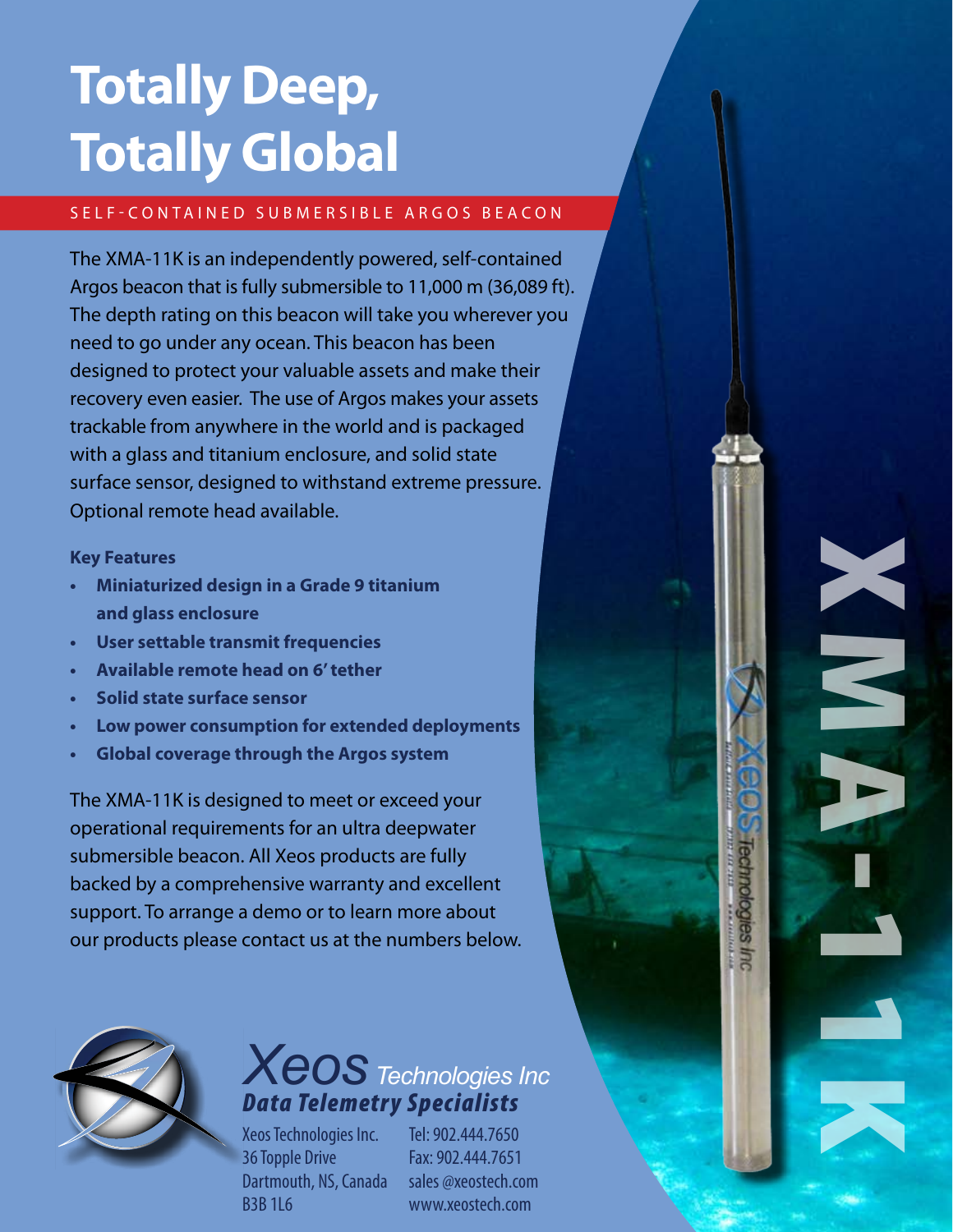# Totally Deep, Totally Global

SELF-CONTAINED SUBMERSIBLE ARGOS BEACON

The XMA-11K is an independently powered, self-contained Argos beacon that is fully submersible to 11,000 m (36,089 ft). The depth rating on this beacon will take you wherever you need to go under any ocean. This beacon has been designed to protect your valuable assets and make their recovery even easier. The use of Argos makes your assets trackable from anywhere in the world and is packaged with a glass and titanium enclosure, and solid state surface sensor, designed to withstand extreme pressure. Optional remote head available.

**Key Features**

- **Miniaturized design in a Grade 9 titanium and glass enclosure**
- **User settable transmit frequencies**
- **Available remote head on 6' tether**
- **Solid state surface sensor**
- **Low power consumption for extended deployments**
- **Global coverage through the Argos system**

The XMA-11K is designed to meet or exceed your operational requirements for an ultra deepwater submersible beacon. All Xeos products are fully backed by a comprehensive warranty and excellent support. To arrange a demo or to learn more about our products please contact us at the numbers below.

XMA-11K

**Xeos** Technologies Inc
***Data Telemetry Specialists***

Xeos Technologies Inc.
36 Topple Drive
Dartmouth, NS, Canada
B3B 1L6

Tel: 902.444.7650
Fax: 902.444.7651
sales @xeostech.com
www.xeostech.com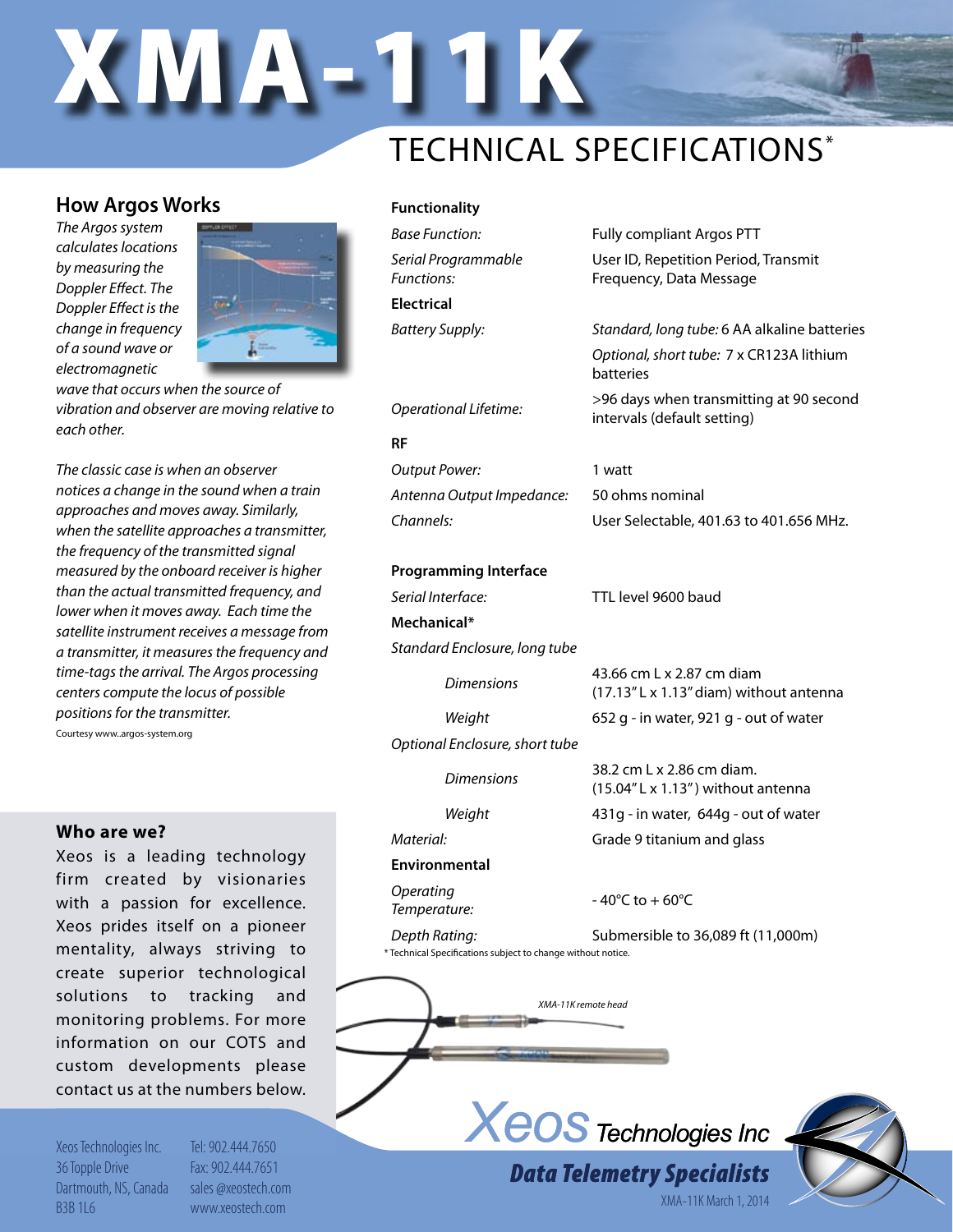# XMA-11K

## TECHNICAL SPECIFICATIONS*

### How Argos Works

*The Argos system calculates locations by measuring the Doppler Effect. The Doppler Effect is the change in frequency of a sound wave or electromagnetic wave that occurs when the source of vibration and observer are moving relative to each other.*

*The classic case is when an observer notices a change in the sound when a train approaches and moves away. Similarly, when the satellite approaches a transmitter, the frequency of the transmitted signal measured by the onboard receiver is higher than the actual transmitted frequency, and lower when it moves away. Each time the satellite instrument receives a message from a transmitter, it measures the frequency and time-tags the arrival. The Argos processing centers compute the locus of possible positions for the transmitter.*

Courtesy www..argos-system.org

### Who are we?

Xeos is a leading technology firm created by visionaries with a passion for excellence. Xeos prides itself on a pioneer mentality, always striving to create superior technological solutions to tracking and monitoring problems. For more information on our COTS and custom developments please contact us at the numbers below.

| | |
|---|---|
| **Functionality** | |
| *Base Function:* | Fully compliant Argos PTT |
| *Serial Programmable Functions:* | User ID, Repetition Period, Transmit Frequency, Data Message |
| **Electrical** | |
| *Battery Supply:* | *Standard, long tube:* 6 AA alkaline batteries |
| | *Optional, short tube:* 7 x CR123A lithium batteries |
| *Operational Lifetime:* | >96 days when transmitting at 90 second intervals (default setting) |
| **RF** | |
| *Output Power:* | 1 watt |
| *Antenna Output Impedance:* | 50 ohms nominal |
| *Channels:* | User Selectable, 401.63 to 401.656 MHz. |
| **Programming Interface** | |
| *Serial Interface:* | TTL level 9600 baud |
| **Mechanical*** | |
| *Standard Enclosure, long tube* | |
| *Dimensions* | 43.66 cm L x 2.87 cm diam (17.13" L x 1.13" diam) without antenna |
| *Weight* | 652 g - in water, 921 g - out of water |
| *Optional Enclosure, short tube* | |
| *Dimensions* | 38.2 cm L x 2.86 cm diam. (15.04" L x 1.13") without antenna |
| *Weight* | 431g - in water, 644g - out of water |
| *Material:* | Grade 9 titanium and glass |
| **Environmental** | |
| *Operating Temperature:* | - 40°C to + 60°C |
| *Depth Rating:* | Submersible to 36,089 ft (11,000m) |

\* Technical Specifications subject to change without notice.

*XMA-11K remote head*

Xeos Technologies Inc.
36 Topple Drive
Dartmouth, NS, Canada
B3B 1L6

Tel: 902.444.7650
Fax: 902.444.7651
sales @xeostech.com
www.xeostech.com

**Xeos Technologies Inc**

***Data Telemetry Specialists***

XMA-11K March 1, 2014